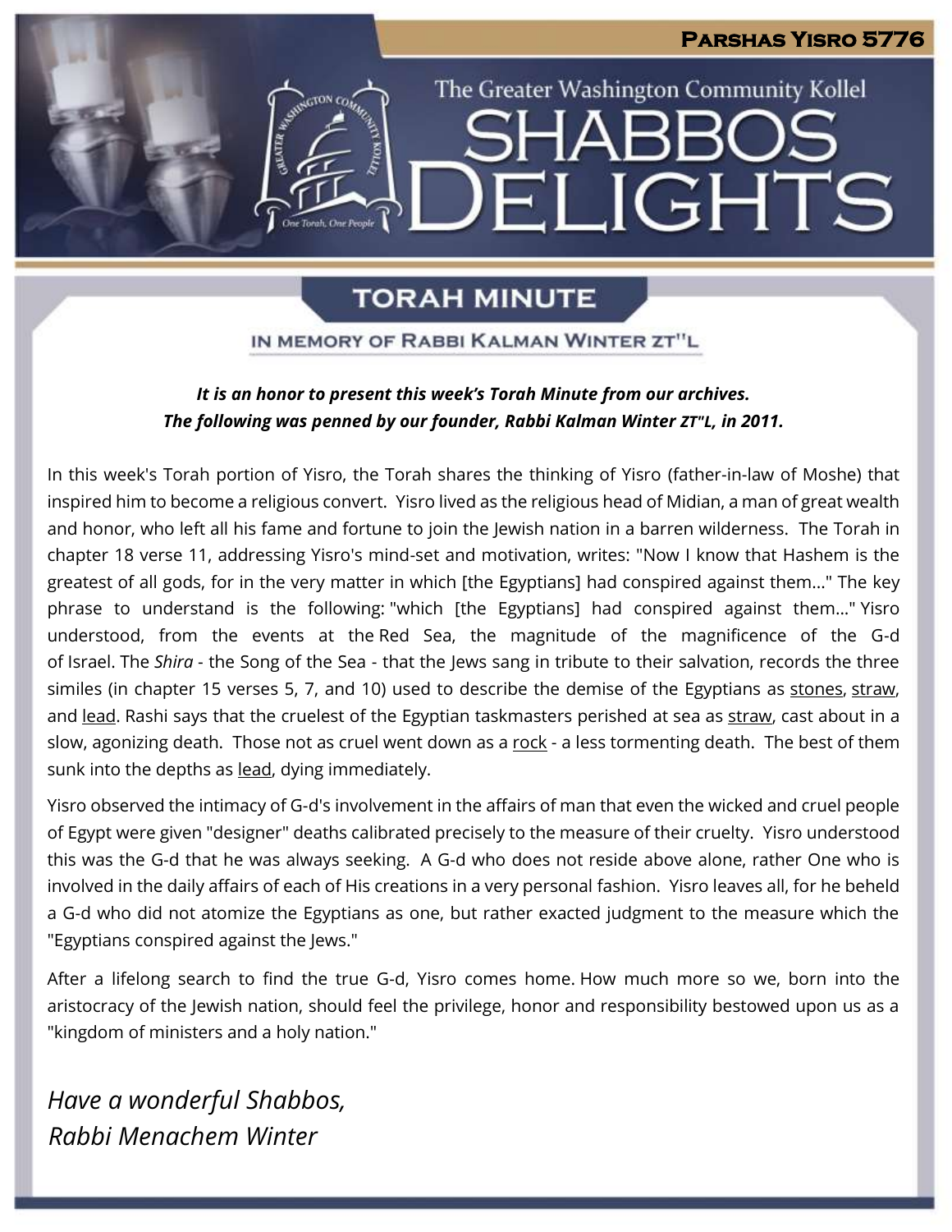**Parshas Yisro 5776**

The Greater Washington Community Kollel

# SHABBOS DELIGHTS

## TORAH MINUTE

IN MEMORY OF RABBI KALMAN WINTER ZT"L

***It is an honor to present this week's Torah Minute from our archives.***
***The following was penned by our founder, Rabbi Kalman Winter ZT"L, in 2011.***

In this week's Torah portion of Yisro, the Torah shares the thinking of Yisro (father-in-law of Moshe) that inspired him to become a religious convert. Yisro lived as the religious head of Midian, a man of great wealth and honor, who left all his fame and fortune to join the Jewish nation in a barren wilderness. The Torah in chapter 18 verse 11, addressing Yisro's mind-set and motivation, writes: "Now I know that Hashem is the greatest of all gods, for in the very matter in which [the Egyptians] had conspired against them..." The key phrase to understand is the following: "which [the Egyptians] had conspired against them..." Yisro understood, from the events at the Red Sea, the magnitude of the magnificence of the G-d of Israel. The *Shira* - the Song of the Sea - that the Jews sang in tribute to their salvation, records the three similes (in chapter 15 verses 5, 7, and 10) used to describe the demise of the Egyptians as <u>stones</u>, <u>straw</u>, and <u>lead</u>. Rashi says that the cruelest of the Egyptian taskmasters perished at sea as <u>straw</u>, cast about in a slow, agonizing death. Those not as cruel went down as a <u>rock</u> - a less tormenting death. The best of them sunk into the depths as <u>lead</u>, dying immediately.

Yisro observed the intimacy of G-d's involvement in the affairs of man that even the wicked and cruel people of Egypt were given "designer" deaths calibrated precisely to the measure of their cruelty. Yisro understood this was the G-d that he was always seeking. A G-d who does not reside above alone, rather One who is involved in the daily affairs of each of His creations in a very personal fashion. Yisro leaves all, for he beheld a G-d who did not atomize the Egyptians as one, but rather exacted judgment to the measure which the "Egyptians conspired against the Jews."

After a lifelong search to find the true G-d, Yisro comes home. How much more so we, born into the aristocracy of the Jewish nation, should feel the privilege, honor and responsibility bestowed upon us as a "kingdom of ministers and a holy nation."

*Have a wonderful Shabbos,*
*Rabbi Menachem Winter*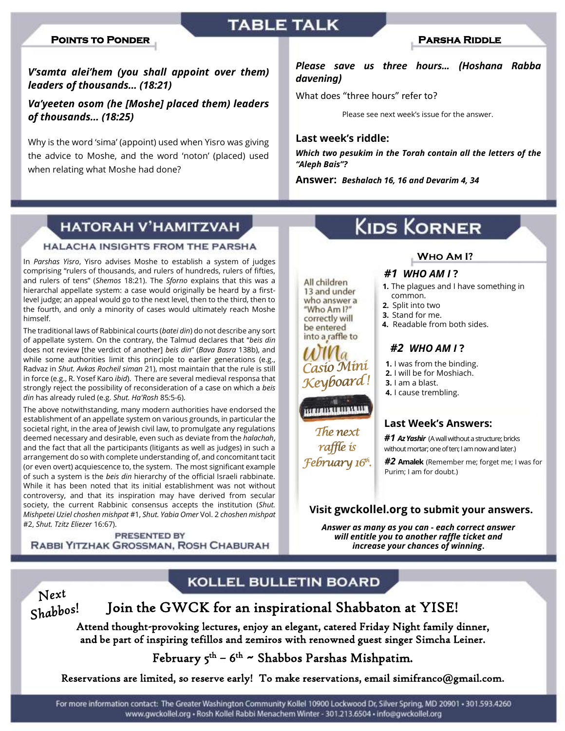# TABLE TALK

## Points to Ponder

***V'samta alei'hem (you shall appoint over them) leaders of thousands... (18:21)***

***Va'yeeten osom (he [Moshe] placed them) leaders of thousands... (18:25)***

Why is the word 'sima' (appoint) used when Yisro was giving the advice to Moshe, and the word 'noton' (placed) used when relating what Moshe had done?

## Parsha Riddle

***Please save us three hours... (Hoshana Rabba davening)***

What does "three hours" refer to?

Please see next week's issue for the answer.

**Last week's riddle:**

***Which two pesukim in the Torah contain all the letters of the "Aleph Bais"?***

**Answer:** ***Beshalach 16, 16 and Devarim 4, 34***

# HATORAH V'HAMITZVAH

## HALACHA INSIGHTS FROM THE PARSHA

In *Parshas Yisro*, Yisro advises Moshe to establish a system of judges comprising "rulers of thousands, and rulers of hundreds, rulers of fifties, and rulers of tens" (*Shemos* 18:21). The *Sforno* explains that this was a hierarchal appellate system: a case would originally be heard by a first-level judge; an appeal would go to the next level, then to the third, then to the fourth, and only a minority of cases would ultimately reach Moshe himself.

The traditional laws of Rabbinical courts (*batei din*) do not describe any sort of appellate system. On the contrary, the Talmud declares that "*beis din* does not review [the verdict of another] *beis din*" (*Bava Basra* 138b), and while some authorities limit this principle to earlier generations (e.g., Radvaz in *Shut. Avkas Rocheil siman* 21), most maintain that the rule is still in force (e.g., R. Yosef Karo *ibid*). There are several medieval responsa that strongly reject the possibility of reconsideration of a case on which a *beis din* has already ruled (e.g. *Shut. Ha'Rosh* 85:5-6).

The above notwithstanding, many modern authorities have endorsed the establishment of an appellate system on various grounds, in particular the societal right, in the area of Jewish civil law, to promulgate any regulations deemed necessary and desirable, even such as deviate from the *halachah*, and the fact that all the participants (litigants as well as judges) in such a arrangement do so with complete understanding of, and concomitant tacit (or even overt) acquiescence to, the system. The most significant example of such a system is the *beis din* hierarchy of the official Israeli rabbinate. While it has been noted that its initial establishment was not without controversy, and that its inspiration may have derived from secular society, the current Rabbinic consensus accepts the institution (*Shut. Mishpetei Uziel choshen mishpat* #1, *Shut. Yabia Omer* Vol. 2 *choshen mishpat* #2, *Shut. Tzitz Eliezer* 16:67).

PRESENTED BY
RABBI YITZHAK GROSSMAN, ROSH CHABURAH

# KIDS KORNER

All children 13 and under who answer a "Who Am I?" correctly will be entered into a raffle to

*Win a Casio Mini Keyboard!*

*The next raffle is February 16th.*

## Who Am I?

### #1 WHO AM I ?

1. The plagues and I have something in common.
2. Split into two
3. Stand for me.
4. Readable from both sides.

### #2 WHO AM I ?

1. I was from the binding.
2. I will be for Moshiach.
3. I am a blast.
4. I cause trembling.

### Last Week's Answers:

**#1** ***Az Yashir*** (A wall without a structure; bricks without mortar; one of ten; I am now and later.)

**#2** **Amalek** (Remember me; forget me; I was for Purim; I am for doubt.)

**Visit gwckollel.org to submit your answers.**

***Answer as many as you can - each correct answer will entitle you to another raffle ticket and increase your chances of winning.***

# KOLLEL BULLETIN BOARD

Next Shabbos!

## Join the GWCK for an inspirational Shabbaton at YISE!

Attend thought-provoking lectures, enjoy an elegant, catered Friday Night family dinner, and be part of inspiring tefillos and zemiros with renowned guest singer Simcha Leiner.

February 5th – 6th ~ Shabbos Parshas Mishpatim.

Reservations are limited, so reserve early! To make reservations, email simifranco@gmail.com.

For more information contact: The Greater Washington Community Kollel 10900 Lockwood Dr, Silver Spring, MD 20901 • 301.593.4260
www.gwckollel.org • Rosh Kollel Rabbi Menachem Winter - 301.213.6504 • info@gwckollel.org